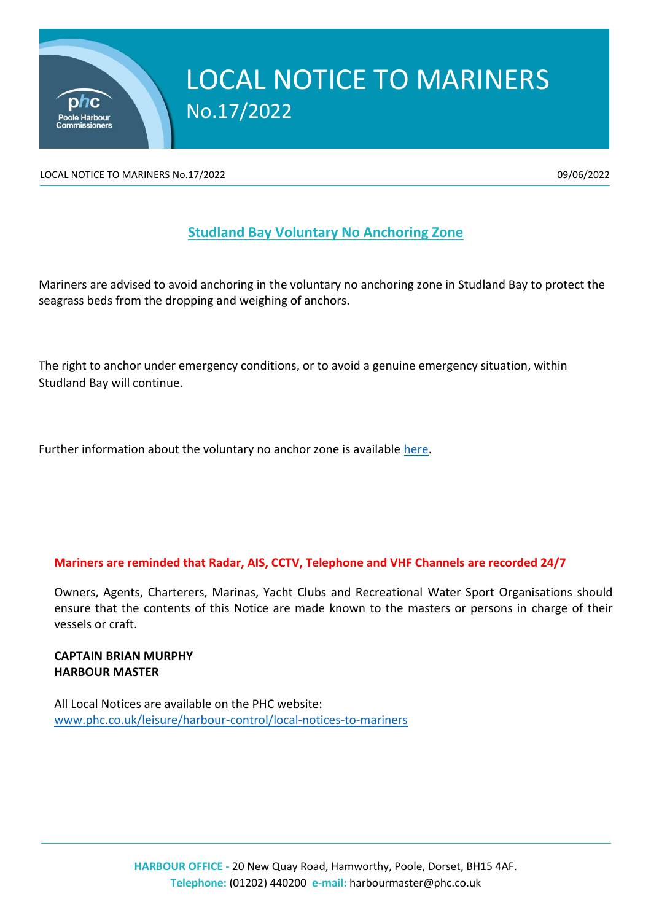# LOCAL NOTICE TO MARINERS

## No.17/2022

LOCAL NOTICE TO MARINERS No.17/2022 09/06/2022

### Studland Bay Voluntary No Anchoring Zone

Mariners are advised to avoid anchoring in the voluntary no anchoring zone in Studland Bay to protect the seagrass beds from the dropping and weighing of anchors.

The right to anchor under emergency conditions, or to avoid a genuine emergency situation, within Studland Bay will continue.

Further information about the voluntary no anchor zone is available here.

**Mariners are reminded that Radar, AIS, CCTV, Telephone and VHF Channels are recorded 24/7**

Owners, Agents, Charterers, Marinas, Yacht Clubs and Recreational Water Sport Organisations should ensure that the contents of this Notice are made known to the masters or persons in charge of their vessels or craft.

**CAPTAIN BRIAN MURPHY**
**HARBOUR MASTER**

All Local Notices are available on the PHC website:
www.phc.co.uk/leisure/harbour-control/local-notices-to-mariners

**HARBOUR OFFICE -** 20 New Quay Road, Hamworthy, Poole, Dorset, BH15 4AF.
**Telephone:** (01202) 440200 **e-mail:** harbourmaster@phc.co.uk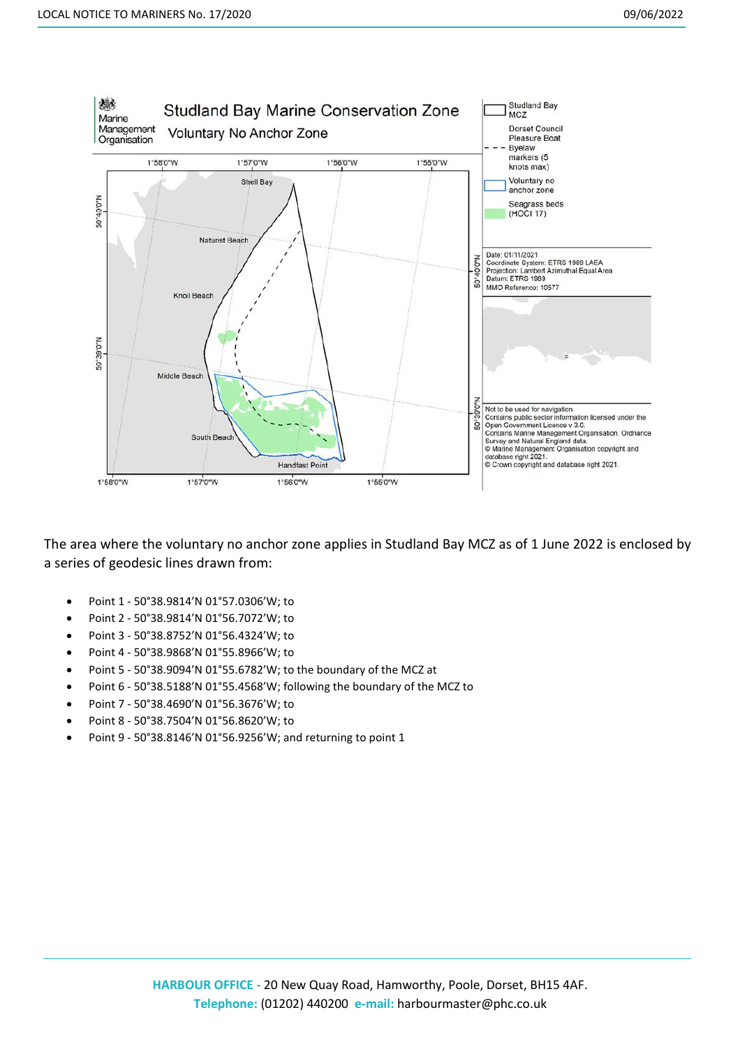Studland Bay Marine Conservation Zone

Voluntary No Anchor Zone

Marine Management Organisation

1°58'0"W
1°57'0"W
1°56'0"W
1°55'0"W

50°40'0"N
50°39'0"N

Shell Bay
Naturist Beach
Knoll Beach
Middle Beach
South Beach
Handfast Point

Studland Bay MCZ

Dorset Council Pleasure Boat Byelaw markers (5 knots max)

Voluntary no anchor zone

Seagrass beds (HOCI 17)

Date: 01/11/2021
Coordinate System: ETRS 1989 LAEA
Projection: Lambert Azimuthal Equal Area
Datum: ETRS 1989
MMO Reference: 10577

Not to be used for navigation.
Contains public sector information licensed under the Open Government Licence v 3.0.
Contains Marine Management Organisation, Ordnance Survey and Natural England data.
© Marine Management Organisation copyright and database right 2021.
© Crown copyright and database right 2021.

The area where the voluntary no anchor zone applies in Studland Bay MCZ as of 1 June 2022 is enclosed by a series of geodesic lines drawn from:

- Point 1 - 50°38.9814'N 01°57.0306'W; to
- Point 2 - 50°38.9814'N 01°56.7072'W; to
- Point 3 - 50°38.8752'N 01°56.4324'W; to
- Point 4 - 50°38.9868'N 01°55.8966'W; to
- Point 5 - 50°38.9094'N 01°55.6782'W; to the boundary of the MCZ at
- Point 6 - 50°38.5188'N 01°55.4568'W; following the boundary of the MCZ to
- Point 7 - 50°38.4690'N 01°56.3676'W; to
- Point 8 - 50°38.7504'N 01°56.8620'W; to
- Point 9 - 50°38.8146'N 01°56.9256'W; and returning to point 1

**HARBOUR OFFICE -** 20 New Quay Road, Hamworthy, Poole, Dorset, BH15 4AF.
**Telephone:** (01202) 440200 **e-mail:** harbourmaster@phc.co.uk